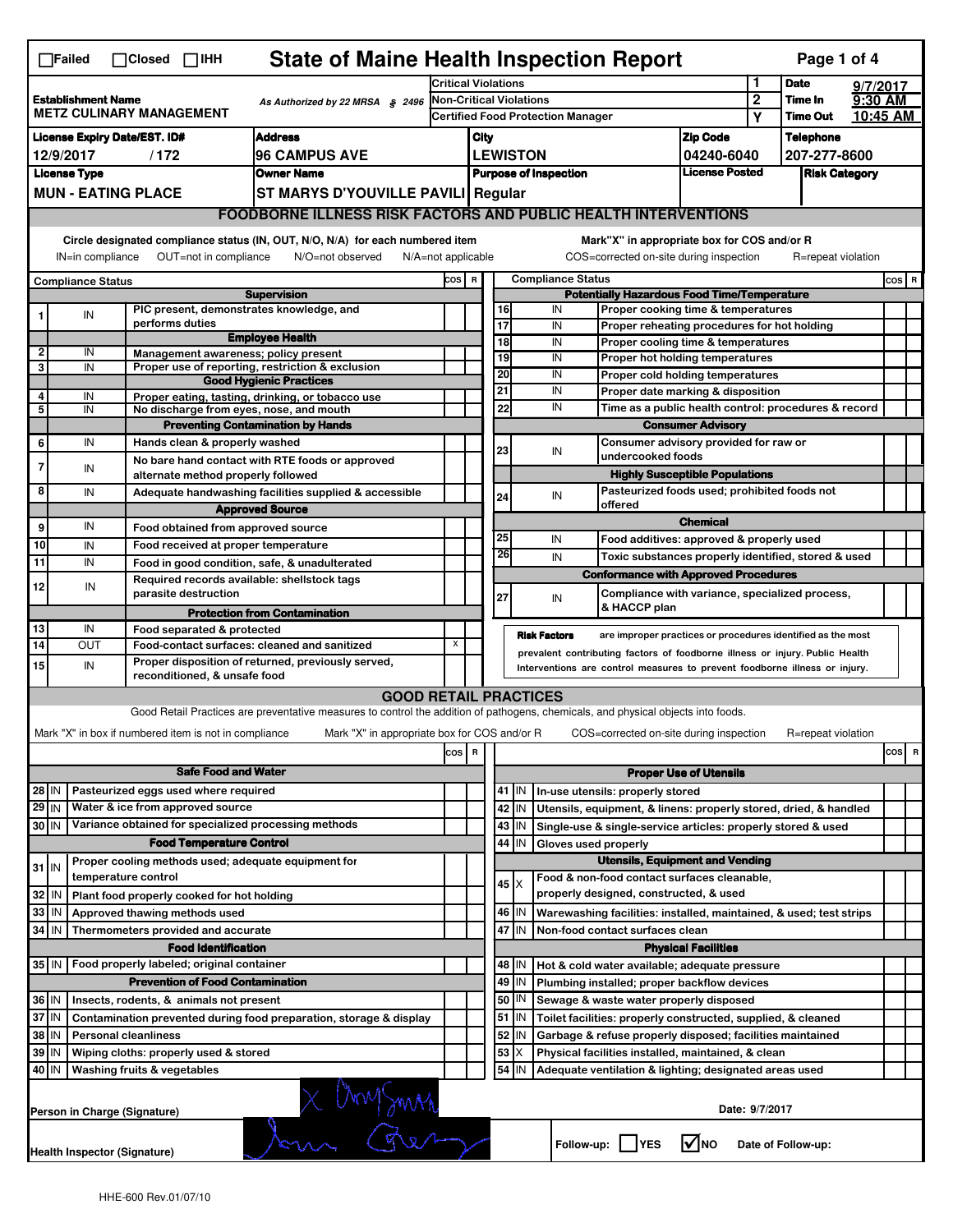# State of Maine Health Inspection Report

☐Failed ☐Closed ☐IHH

| | | | |
|---|---|---|---|
| **Establishment Name** METZ CULINARY MANAGEMENT | As Authorized by 22 MRSA § 2496 | Critical Violations | 1 |
| | | Non-Critical Violations | 2 |
| | | Certified Food Protection Manager | Y |

**Date** 9/7/2017 **Time In** 9:30 AM **Time Out** 10:45 AM

| License Expiry Date/EST. ID# | Address | City | Zip Code | Telephone |
|---|---|---|---|---|
| 12/9/2017 / 172 | 96 CAMPUS AVE | LEWISTON | 04240-6040 | 207-277-8600 |
| **License Type** | **Owner Name** | **Purpose of Inspection** | **License Posted** | **Risk Category** |
| MUN - EATING PLACE | ST MARYS D'YOUVILLE PAVILI | Regular | | |

## FOODBORNE ILLNESS RISK FACTORS AND PUBLIC HEALTH INTERVENTIONS

Circle designated compliance status (IN, OUT, N/O, N/A) for each numbered item
IN=in compliance OUT=not in compliance N/O=not observed N/A=not applicable

Mark"X" in appropriate box for COS and/or R
COS=corrected on-site during inspection R=repeat violation

| # | Compliance Status | Item | COS | R |
|---|---|---|---|---|
| | | **Supervision** | | |
| 1 | IN | PIC present, demonstrates knowledge, and performs duties | | |
| | | **Employee Health** | | |
| 2 | IN | Management awareness; policy present | | |
| 3 | IN | Proper use of reporting, restriction & exclusion | | |
| | | **Good Hygienic Practices** | | |
| 4 | IN | Proper eating, tasting, drinking, or tobacco use | | |
| 5 | IN | No discharge from eyes, nose, and mouth | | |
| | | **Preventing Contamination by Hands** | | |
| 6 | IN | Hands clean & properly washed | | |
| 7 | IN | No bare hand contact with RTE foods or approved alternate method properly followed | | |
| 8 | IN | Adequate handwashing facilities supplied & accessible | | |
| | | **Approved Source** | | |
| 9 | IN | Food obtained from approved source | | |
| 10 | IN | Food received at proper temperature | | |
| 11 | IN | Food in good condition, safe, & unadulterated | | |
| 12 | IN | Required records available: shellstock tags parasite destruction | | |
| | | **Protection from Contamination** | | |
| 13 | IN | Food separated & protected | | |
| 14 | OUT | Food-contact surfaces: cleaned and sanitized | X | |
| 15 | IN | Proper disposition of returned, previously served, reconditioned, & unsafe food | | |
| | | **Potentially Hazardous Food Time/Temperature** | | |
| 16 | IN | Proper cooking time & temperatures | | |
| 17 | IN | Proper reheating procedures for hot holding | | |
| 18 | IN | Proper cooling time & temperatures | | |
| 19 | IN | Proper hot holding temperatures | | |
| 20 | IN | Proper cold holding temperatures | | |
| 21 | IN | Proper date marking & disposition | | |
| 22 | IN | Time as a public health control: procedures & record | | |
| | | **Consumer Advisory** | | |
| 23 | IN | Consumer advisory provided for raw or undercooked foods | | |
| | | **Highly Susceptible Populations** | | |
| 24 | IN | Pasteurized foods used; prohibited foods not offered | | |
| | | **Chemical** | | |
| 25 | IN | Food additives: approved & properly used | | |
| 26 | IN | Toxic substances properly identified, stored & used | | |
| | | **Conformance with Approved Procedures** | | |
| 27 | IN | Compliance with variance, specialized process, & HACCP plan | | |

**Risk Factors** are improper practices or procedures identified as the most prevalent contributing factors of foodborne illness or injury. Public Health Interventions are control measures to prevent foodborne illness or injury.

## GOOD RETAIL PRACTICES

Good Retail Practices are preventative measures to control the addition of pathogens, chemicals, and physical objects into foods.

Mark "X" in box if numbered item is not in compliance Mark "X" in appropriate box for COS and/or R COS=corrected on-site during inspection R=repeat violation

| # | Status | Item | COS | R |
|---|---|---|---|---|
| | | **Safe Food and Water** | | |
| 28 | IN | Pasteurized eggs used where required | | |
| 29 | IN | Water & ice from approved source | | |
| 30 | IN | Variance obtained for specialized processing methods | | |
| | | **Food Temperature Control** | | |
| 31 | IN | Proper cooling methods used; adequate equipment for temperature control | | |
| 32 | IN | Plant food properly cooked for hot holding | | |
| 33 | IN | Approved thawing methods used | | |
| 34 | IN | Thermometers provided and accurate | | |
| | | **Food Identification** | | |
| 35 | IN | Food properly labeled; original container | | |
| | | **Prevention of Food Contamination** | | |
| 36 | IN | Insects, rodents, & animals not present | | |
| 37 | IN | Contamination prevented during food preparation, storage & display | | |
| 38 | IN | Personal cleanliness | | |
| 39 | IN | Wiping cloths: properly used & stored | | |
| 40 | IN | Washing fruits & vegetables | | |
| | | **Proper Use of Utensils** | | |
| 41 | IN | In-use utensils: properly stored | | |
| 42 | IN | Utensils, equipment, & linens: properly stored, dried, & handled | | |
| 43 | IN | Single-use & single-service articles: properly stored & used | | |
| 44 | IN | Gloves used properly | | |
| | | **Utensils, Equipment and Vending** | | |
| 45 | X | Food & non-food contact surfaces cleanable, properly designed, constructed, & used | | |
| 46 | IN | Warewashing facilities: installed, maintained, & used; test strips | | |
| 47 | IN | Non-food contact surfaces clean | | |
| | | **Physical Facilities** | | |
| 48 | IN | Hot & cold water available; adequate pressure | | |
| 49 | IN | Plumbing installed; proper backflow devices | | |
| 50 | IN | Sewage & waste water properly disposed | | |
| 51 | IN | Toilet facilities: properly constructed, supplied, & cleaned | | |
| 52 | IN | Garbage & refuse properly disposed; facilities maintained | | |
| 53 | X | Physical facilities installed, maintained, & clean | | |
| 54 | IN | Adequate ventilation & lighting; designated areas used | | |

**Person in Charge (Signature)** X [signature]

**Date:** 9/7/2017

**Health Inspector (Signature)** [signature]

Follow-up: ☐ YES ☑ NO Date of Follow-up:

HHE-600 Rev.01/07/10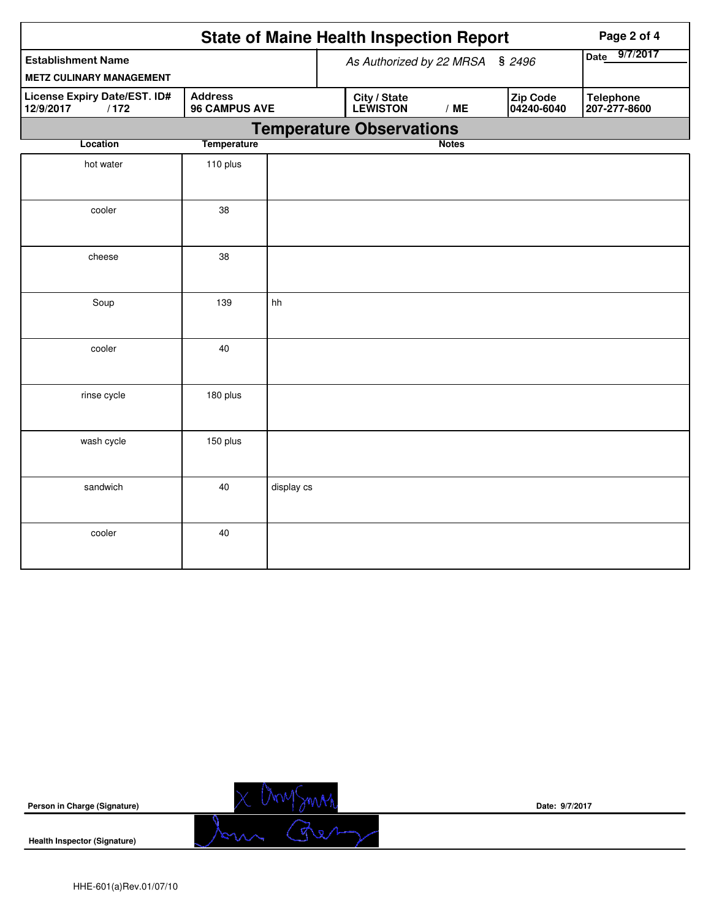# State of Maine Health Inspection Report

| Establishment Name | As Authorized by 22 MRSA § 2496 | | | Date 9/7/2017 |
|---|---|---|---|---|
| METZ CULINARY MANAGEMENT | | | | |
| License Expiry Date/EST. ID# 12/9/2017 / 172 | Address 96 CAMPUS AVE | City / State LEWISTON / ME | Zip Code 04240-6040 | Telephone 207-277-8600 |

## Temperature Observations

| Location | Temperature | Notes |
|---|---|---|
| hot water | 110 plus | |
| cooler | 38 | |
| cheese | 38 | |
| Soup | 139 | hh |
| cooler | 40 | |
| rinse cycle | 180 plus | |
| wash cycle | 150 plus | |
| sandwich | 40 | display cs |
| cooler | 40 | |

Person in Charge (Signature)

Date: 9/7/2017

Health Inspector (Signature)

HHE-601(a)Rev.01/07/10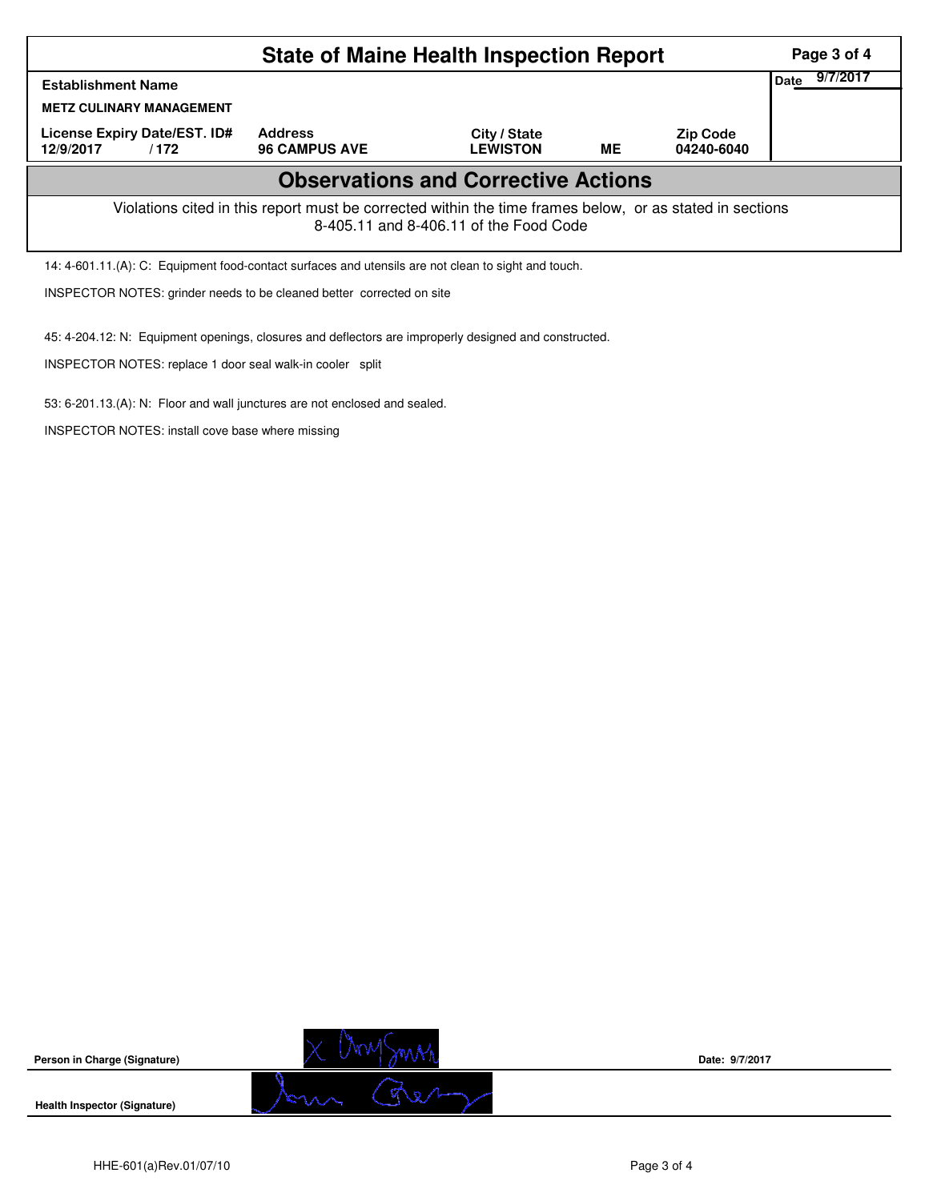# State of Maine Health Inspection Report

| | | | | | |
|---|---|---|---|---|---|
| **Establishment Name** | | | | | **Date** 9/7/2017 |
| **METZ CULINARY MANAGEMENT** | | | | | |
| **License Expiry Date/EST. ID#** | **Address** | **City / State** | | **Zip Code** | |
| **12/9/2017 / 172** | **96 CAMPUS AVE** | **LEWISTON** | **ME** | **04240-6040** | |

## Observations and Corrective Actions

Violations cited in this report must be corrected within the time frames below, or as stated in sections 8-405.11 and 8-406.11 of the Food Code

14: 4-601.11.(A): C: Equipment food-contact surfaces and utensils are not clean to sight and touch.

INSPECTOR NOTES: grinder needs to be cleaned better corrected on site

45: 4-204.12: N: Equipment openings, closures and deflectors are improperly designed and constructed.

INSPECTOR NOTES: replace 1 door seal walk-in cooler split

53: 6-201.13.(A): N: Floor and wall junctures are not enclosed and sealed.

INSPECTOR NOTES: install cove base where missing

**Person in Charge (Signature)** [signature] **Date:** 9/7/2017

**Health Inspector (Signature)** [signature]

HHE-601(a)Rev.01/07/10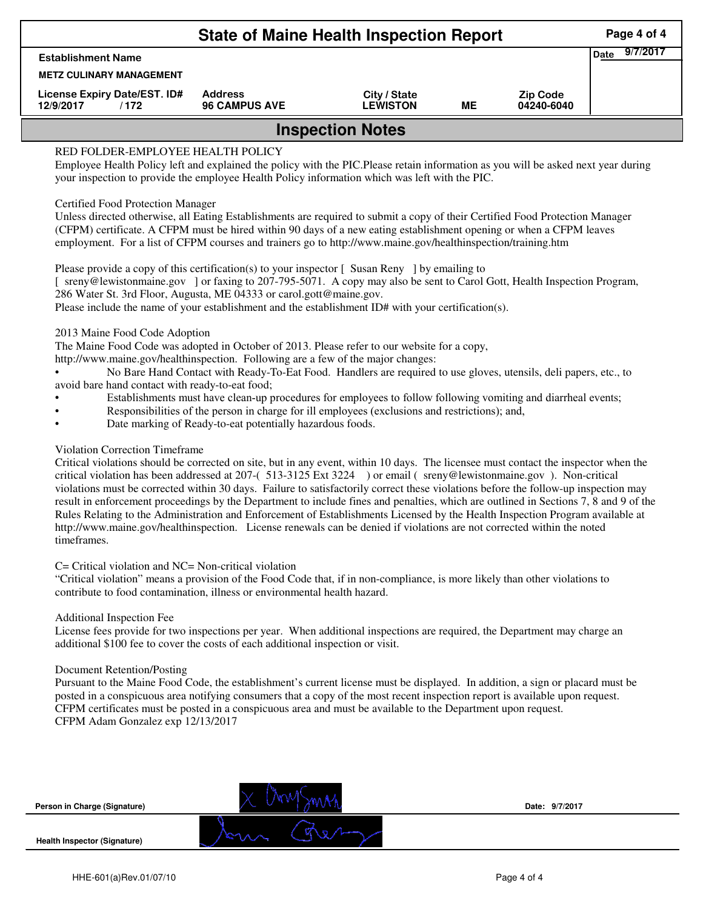# State of Maine Health Inspection Report

| | | | | | |
|---|---|---|---|---|---|
| **Establishment Name** | | | | | **Date** 9/7/2017 |
| **METZ CULINARY MANAGEMENT** | | | | | |
| **License Expiry Date/EST. ID#** 12/9/2017 / 172 | **Address** 96 CAMPUS AVE | **City / State** LEWISTON | ME | **Zip Code** 04240-6040 | |

## Inspection Notes

RED FOLDER-EMPLOYEE HEALTH POLICY
Employee Health Policy left and explained the policy with the PIC.Please retain information as you will be asked next year during your inspection to provide the employee Health Policy information which was left with the PIC.

Certified Food Protection Manager
Unless directed otherwise, all Eating Establishments are required to submit a copy of their Certified Food Protection Manager (CFPM) certificate. A CFPM must be hired within 90 days of a new eating establishment opening or when a CFPM leaves employment. For a list of CFPM courses and trainers go to http://www.maine.gov/healthinspection/training.htm

Please provide a copy of this certification(s) to your inspector [ Susan Reny ] by emailing to
[ sreny@lewistonmaine.gov ] or faxing to 207-795-5071. A copy may also be sent to Carol Gott, Health Inspection Program, 286 Water St. 3rd Floor, Augusta, ME 04333 or carol.gott@maine.gov.
Please include the name of your establishment and the establishment ID# with your certification(s).

2013 Maine Food Code Adoption
The Maine Food Code was adopted in October of 2013. Please refer to our website for a copy,
http://www.maine.gov/healthinspection. Following are a few of the major changes:

- No Bare Hand Contact with Ready-To-Eat Food. Handlers are required to use gloves, utensils, deli papers, etc., to avoid bare hand contact with ready-to-eat food;
- Establishments must have clean-up procedures for employees to follow following vomiting and diarrheal events;
- Responsibilities of the person in charge for ill employees (exclusions and restrictions); and,
- Date marking of Ready-to-eat potentially hazardous foods.

Violation Correction Timeframe
Critical violations should be corrected on site, but in any event, within 10 days. The licensee must contact the inspector when the critical violation has been addressed at 207-( 513-3125 Ext 3224 ) or email ( sreny@lewistonmaine.gov ). Non-critical violations must be corrected within 30 days. Failure to satisfactorily correct these violations before the follow-up inspection may result in enforcement proceedings by the Department to include fines and penalties, which are outlined in Sections 7, 8 and 9 of the Rules Relating to the Administration and Enforcement of Establishments Licensed by the Health Inspection Program available at http://www.maine.gov/healthinspection. License renewals can be denied if violations are not corrected within the noted timeframes.

C= Critical violation and NC= Non-critical violation
"Critical violation" means a provision of the Food Code that, if in non-compliance, is more likely than other violations to contribute to food contamination, illness or environmental health hazard.

Additional Inspection Fee
License fees provide for two inspections per year. When additional inspections are required, the Department may charge an additional $100 fee to cover the costs of each additional inspection or visit.

Document Retention/Posting
Pursuant to the Maine Food Code, the establishment's current license must be displayed. In addition, a sign or placard must be posted in a conspicuous area notifying consumers that a copy of the most recent inspection report is available upon request. CFPM certificates must be posted in a conspicuous area and must be available to the Department upon request.
CFPM Adam Gonzalez exp 12/13/2017

**Person in Charge (Signature)** **Date:** 9/7/2017

**Health Inspector (Signature)**

HHE-601(a)Rev.01/07/10